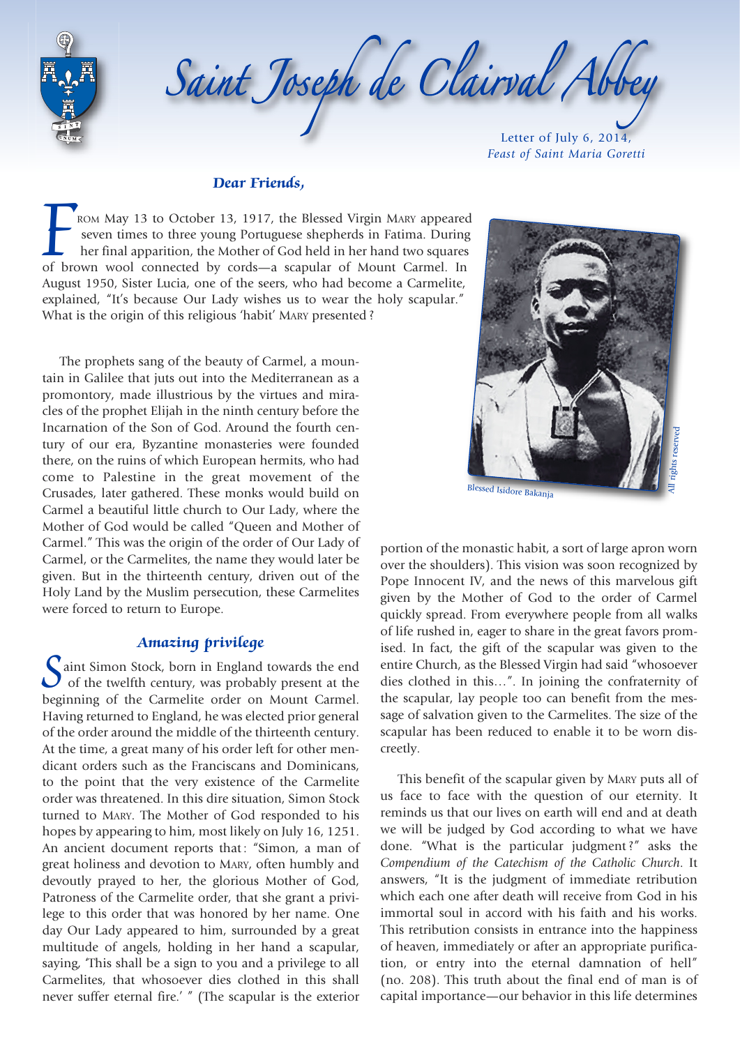# Saint Joseph de Clairval Abbey

Letter of July 6, 2014,
*Feast of Saint Maria Goretti*

### *Dear Friends,*

From May 13 to October 13, 1917, the Blessed Virgin Mary appeared seven times to three young Portuguese shepherds in Fatima. During her final apparition, the Mother of God held in her hand two squares of brown wool connected by cords—a scapular of Mount Carmel. In August 1950, Sister Lucia, one of the seers, who had become a Carmelite, explained, "It's because Our Lady wishes us to wear the holy scapular." What is the origin of this religious 'habit' Mary presented?

The prophets sang of the beauty of Carmel, a mountain in Galilee that juts out into the Mediterranean as a promontory, made illustrious by the virtues and miracles of the prophet Elijah in the ninth century before the Incarnation of the Son of God. Around the fourth century of our era, Byzantine monasteries were founded there, on the ruins of which European hermits, who had come to Palestine in the great movement of the Crusades, later gathered. These monks would build on Carmel a beautiful little church to Our Lady, where the Mother of God would be called "Queen and Mother of Carmel." This was the origin of the order of Our Lady of Carmel, or the Carmelites, the name they would later be given. But in the thirteenth century, driven out of the Holy Land by the Muslim persecution, these Carmelites were forced to return to Europe.

### *Amazing privilege*

Saint Simon Stock, born in England towards the end of the twelfth century, was probably present at the beginning of the Carmelite order on Mount Carmel. Having returned to England, he was elected prior general of the order around the middle of the thirteenth century. At the time, a great many of his order left for other mendicant orders such as the Franciscans and Dominicans, to the point that the very existence of the Carmelite order was threatened. In this dire situation, Simon Stock turned to Mary. The Mother of God responded to his hopes by appearing to him, most likely on July 16, 1251. An ancient document reports that: "Simon, a man of great holiness and devotion to Mary, often humbly and devoutly prayed to her, the glorious Mother of God, Patroness of the Carmelite order, that she grant a privilege to this order that was honored by her name. One day Our Lady appeared to him, surrounded by a great multitude of angels, holding in her hand a scapular, saying, 'This shall be a sign to you and a privilege to all Carmelites, that whosoever dies clothed in this shall never suffer eternal fire.' " (The scapular is the exterior portion of the monastic habit, a sort of large apron worn over the shoulders). This vision was soon recognized by Pope Innocent IV, and the news of this marvelous gift given by the Mother of God to the order of Carmel quickly spread. From everywhere people from all walks of life rushed in, eager to share in the great favors promised. In fact, the gift of the scapular was given to the entire Church, as the Blessed Virgin had said "whosoever dies clothed in this…". In joining the confraternity of the scapular, lay people too can benefit from the message of salvation given to the Carmelites. The size of the scapular has been reduced to enable it to be worn discreetly.

Blessed Isidore Bakanja

This benefit of the scapular given by Mary puts all of us face to face with the question of our eternity. It reminds us that our lives on earth will end and at death we will be judged by God according to what we have done. "What is the particular judgment?" asks the *Compendium of the Catechism of the Catholic Church*. It answers, "It is the judgment of immediate retribution which each one after death will receive from God in his immortal soul in accord with his faith and his works. This retribution consists in entrance into the happiness of heaven, immediately or after an appropriate purification, or entry into the eternal damnation of hell" (no. 208). This truth about the final end of man is of capital importance—our behavior in this life determines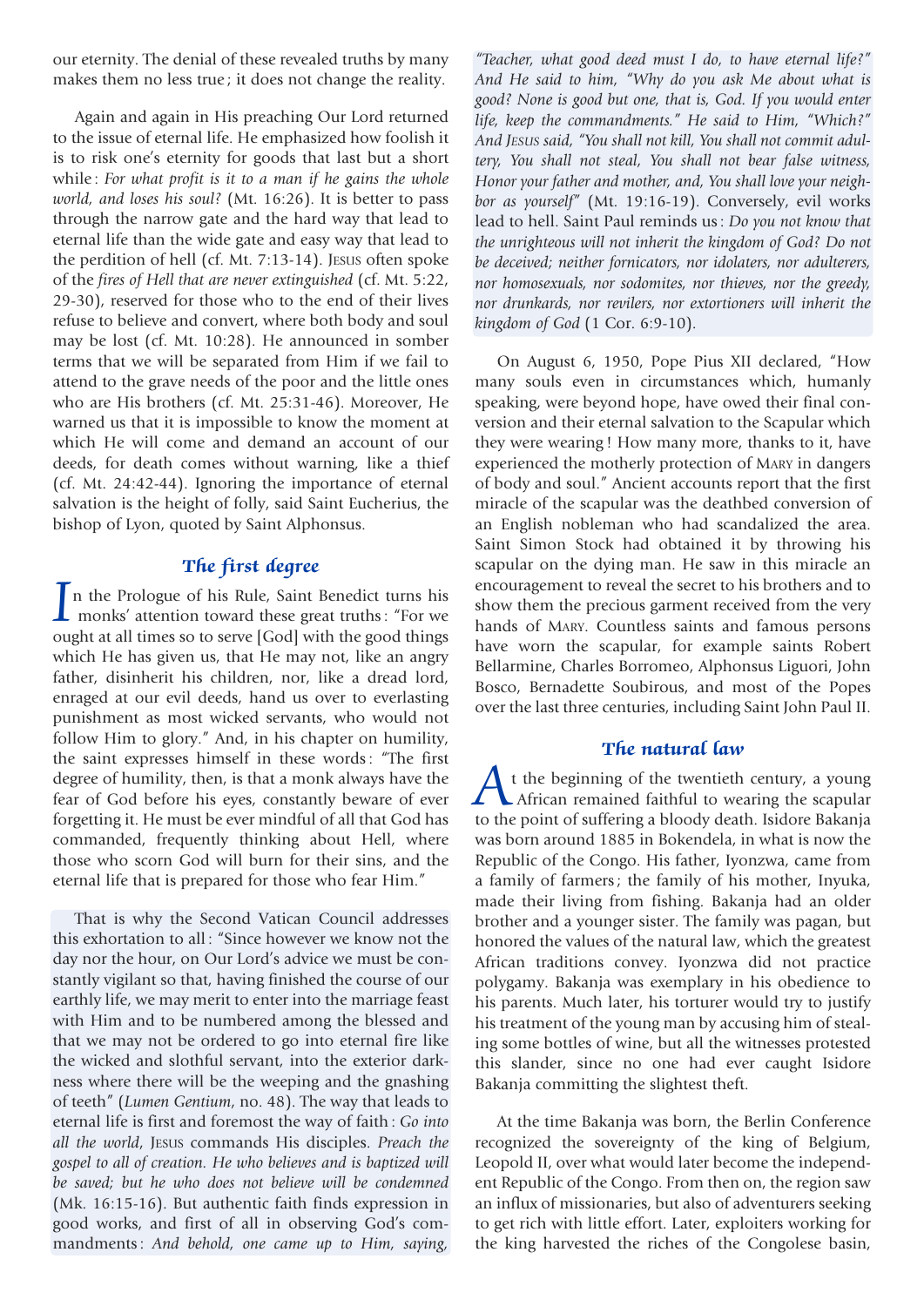our eternity. The denial of these revealed truths by many makes them no less true ; it does not change the reality.

Again and again in His preaching Our Lord returned to the issue of eternal life. He emphasized how foolish it is to risk one's eternity for goods that last but a short while : *For what profit is it to a man if he gains the whole world, and loses his soul?* (Mt. 16:26). It is better to pass through the narrow gate and the hard way that lead to eternal life than the wide gate and easy way that lead to the perdition of hell (cf. Mt. 7:13-14). Jesus often spoke of the *fires of Hell that are never extinguished* (cf. Mt. 5:22, 29-30), reserved for those who to the end of their lives refuse to believe and convert, where both body and soul may be lost (cf. Mt. 10:28). He announced in somber terms that we will be separated from Him if we fail to attend to the grave needs of the poor and the little ones who are His brothers (cf. Mt. 25:31-46). Moreover, He warned us that it is impossible to know the moment at which He will come and demand an account of our deeds, for death comes without warning, like a thief (cf. Mt. 24:42-44). Ignoring the importance of eternal salvation is the height of folly, said Saint Eucherius, the bishop of Lyon, quoted by Saint Alphonsus.

## The first degree

In the Prologue of his Rule, Saint Benedict turns his monks' attention toward these great truths : "For we ought at all times so to serve [God] with the good things which He has given us, that He may not, like an angry father, disinherit his children, nor, like a dread lord, enraged at our evil deeds, hand us over to everlasting punishment as most wicked servants, who would not follow Him to glory." And, in his chapter on humility, the saint expresses himself in these words : "The first degree of humility, then, is that a monk always have the fear of God before his eyes, constantly beware of ever forgetting it. He must be ever mindful of all that God has commanded, frequently thinking about Hell, where those who scorn God will burn for their sins, and the eternal life that is prepared for those who fear Him."

That is why the Second Vatican Council addresses this exhortation to all : "Since however we know not the day nor the hour, on Our Lord's advice we must be constantly vigilant so that, having finished the course of our earthly life, we may merit to enter into the marriage feast with Him and to be numbered among the blessed and that we may not be ordered to go into eternal fire like the wicked and slothful servant, into the exterior darkness where there will be the weeping and the gnashing of teeth" (*Lumen Gentium*, no. 48). The way that leads to eternal life is first and foremost the way of faith : *Go into all the world*, Jesus commands His disciples. *Preach the gospel to all of creation. He who believes and is baptized will be saved; but he who does not believe will be condemned* (Mk. 16:15-16). But authentic faith finds expression in good works, and first of all in observing God's commandments : *And behold, one came up to Him, saying, "Teacher, what good deed must I do, to have eternal life?" And He said to him, "Why do you ask Me about what is good? None is good but one, that is, God. If you would enter life, keep the commandments." He said to Him, "Which?" And Jesus said, "You shall not kill, You shall not commit adultery, You shall not steal, You shall not bear false witness, Honor your father and mother, and, You shall love your neighbor as yourself"* (Mt. 19:16-19). Conversely, evil works lead to hell. Saint Paul reminds us : *Do you not know that the unrighteous will not inherit the kingdom of God? Do not be deceived; neither fornicators, nor idolaters, nor adulterers, nor homosexuals, nor sodomites, nor thieves, nor the greedy, nor drunkards, nor revilers, nor extortioners will inherit the kingdom of God* (1 Cor. 6:9-10).

On August 6, 1950, Pope Pius XII declared, "How many souls even in circumstances which, humanly speaking, were beyond hope, have owed their final conversion and their eternal salvation to the Scapular which they were wearing ! How many more, thanks to it, have experienced the motherly protection of Mary in dangers of body and soul." Ancient accounts report that the first miracle of the scapular was the deathbed conversion of an English nobleman who had scandalized the area. Saint Simon Stock had obtained it by throwing his scapular on the dying man. He saw in this miracle an encouragement to reveal the secret to his brothers and to show them the precious garment received from the very hands of Mary. Countless saints and famous persons have worn the scapular, for example saints Robert Bellarmine, Charles Borromeo, Alphonsus Liguori, John Bosco, Bernadette Soubirous, and most of the Popes over the last three centuries, including Saint John Paul II.

## The natural law

At the beginning of the twentieth century, a young African remained faithful to wearing the scapular to the point of suffering a bloody death. Isidore Bakanja was born around 1885 in Bokendela, in what is now the Republic of the Congo. His father, Iyonzwa, came from a family of farmers ; the family of his mother, Inyuka, made their living from fishing. Bakanja had an older brother and a younger sister. The family was pagan, but honored the values of the natural law, which the greatest African traditions convey. Iyonzwa did not practice polygamy. Bakanja was exemplary in his obedience to his parents. Much later, his torturer would try to justify his treatment of the young man by accusing him of stealing some bottles of wine, but all the witnesses protested this slander, since no one had ever caught Isidore Bakanja committing the slightest theft.

At the time Bakanja was born, the Berlin Conference recognized the sovereignty of the king of Belgium, Leopold II, over what would later become the independent Republic of the Congo. From then on, the region saw an influx of missionaries, but also of adventurers seeking to get rich with little effort. Later, exploiters working for the king harvested the riches of the Congolese basin,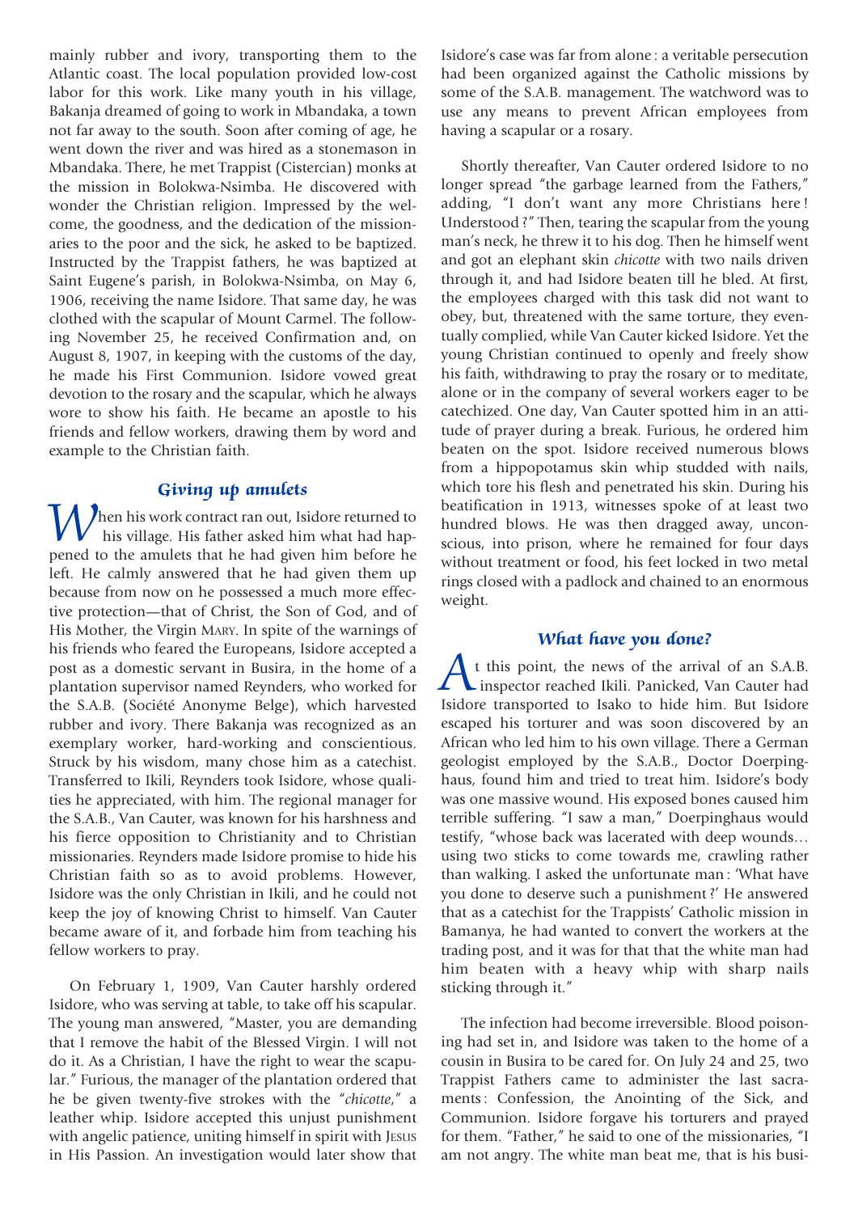mainly rubber and ivory, transporting them to the Atlantic coast. The local population provided low-cost labor for this work. Like many youth in his village, Bakanja dreamed of going to work in Mbandaka, a town not far away to the south. Soon after coming of age, he went down the river and was hired as a stonemason in Mbandaka. There, he met Trappist (Cistercian) monks at the mission in Bolokwa-Nsimba. He discovered with wonder the Christian religion. Impressed by the welcome, the goodness, and the dedication of the missionaries to the poor and the sick, he asked to be baptized. Instructed by the Trappist fathers, he was baptized at Saint Eugene's parish, in Bolokwa-Nsimba, on May 6, 1906, receiving the name Isidore. That same day, he was clothed with the scapular of Mount Carmel. The following November 25, he received Confirmation and, on August 8, 1907, in keeping with the customs of the day, he made his First Communion. Isidore vowed great devotion to the rosary and the scapular, which he always wore to show his faith. He became an apostle to his friends and fellow workers, drawing them by word and example to the Christian faith.

## Giving up amulets

When his work contract ran out, Isidore returned to his village. His father asked him what had happened to the amulets that he had given him before he left. He calmly answered that he had given them up because from now on he possessed a much more effective protection—that of Christ, the Son of God, and of His Mother, the Virgin MARY. In spite of the warnings of his friends who feared the Europeans, Isidore accepted a post as a domestic servant in Busira, in the home of a plantation supervisor named Reynders, who worked for the S.A.B. (Société Anonyme Belge), which harvested rubber and ivory. There Bakanja was recognized as an exemplary worker, hard-working and conscientious. Struck by his wisdom, many chose him as a catechist. Transferred to Ikili, Reynders took Isidore, whose qualities he appreciated, with him. The regional manager for the S.A.B., Van Cauter, was known for his harshness and his fierce opposition to Christianity and to Christian missionaries. Reynders made Isidore promise to hide his Christian faith so as to avoid problems. However, Isidore was the only Christian in Ikili, and he could not keep the joy of knowing Christ to himself. Van Cauter became aware of it, and forbade him from teaching his fellow workers to pray.

On February 1, 1909, Van Cauter harshly ordered Isidore, who was serving at table, to take off his scapular. The young man answered, "Master, you are demanding that I remove the habit of the Blessed Virgin. I will not do it. As a Christian, I have the right to wear the scapular." Furious, the manager of the plantation ordered that he be given twenty-five strokes with the "*chicotte*," a leather whip. Isidore accepted this unjust punishment with angelic patience, uniting himself in spirit with JESUS in His Passion. An investigation would later show that Isidore's case was far from alone: a veritable persecution had been organized against the Catholic missions by some of the S.A.B. management. The watchword was to use any means to prevent African employees from having a scapular or a rosary.

Shortly thereafter, Van Cauter ordered Isidore to no longer spread "the garbage learned from the Fathers," adding, "I don't want any more Christians here! Understood?" Then, tearing the scapular from the young man's neck, he threw it to his dog. Then he himself went and got an elephant skin *chicotte* with two nails driven through it, and had Isidore beaten till he bled. At first, the employees charged with this task did not want to obey, but, threatened with the same torture, they eventually complied, while Van Cauter kicked Isidore. Yet the young Christian continued to openly and freely show his faith, withdrawing to pray the rosary or to meditate, alone or in the company of several workers eager to be catechized. One day, Van Cauter spotted him in an attitude of prayer during a break. Furious, he ordered him beaten on the spot. Isidore received numerous blows from a hippopotamus skin whip studded with nails, which tore his flesh and penetrated his skin. During his beatification in 1913, witnesses spoke of at least two hundred blows. He was then dragged away, unconscious, into prison, where he remained for four days without treatment or food, his feet locked in two metal rings closed with a padlock and chained to an enormous weight.

## What have you done?

At this point, the news of the arrival of an S.A.B. inspector reached Ikili. Panicked, Van Cauter had Isidore transported to Isako to hide him. But Isidore escaped his torturer and was soon discovered by an African who led him to his own village. There a German geologist employed by the S.A.B., Doctor Doerpinghaus, found him and tried to treat him. Isidore's body was one massive wound. His exposed bones caused him terrible suffering. "I saw a man," Doerpinghaus would testify, "whose back was lacerated with deep wounds… using two sticks to come towards me, crawling rather than walking. I asked the unfortunate man: 'What have you done to deserve such a punishment?' He answered that as a catechist for the Trappists' Catholic mission in Bamanya, he had wanted to convert the workers at the trading post, and it was for that that the white man had him beaten with a heavy whip with sharp nails sticking through it."

The infection had become irreversible. Blood poisoning had set in, and Isidore was taken to the home of a cousin in Busira to be cared for. On July 24 and 25, two Trappist Fathers came to administer the last sacraments: Confession, the Anointing of the Sick, and Communion. Isidore forgave his torturers and prayed for them. "Father," he said to one of the missionaries, "I am not angry. The white man beat me, that is his busi-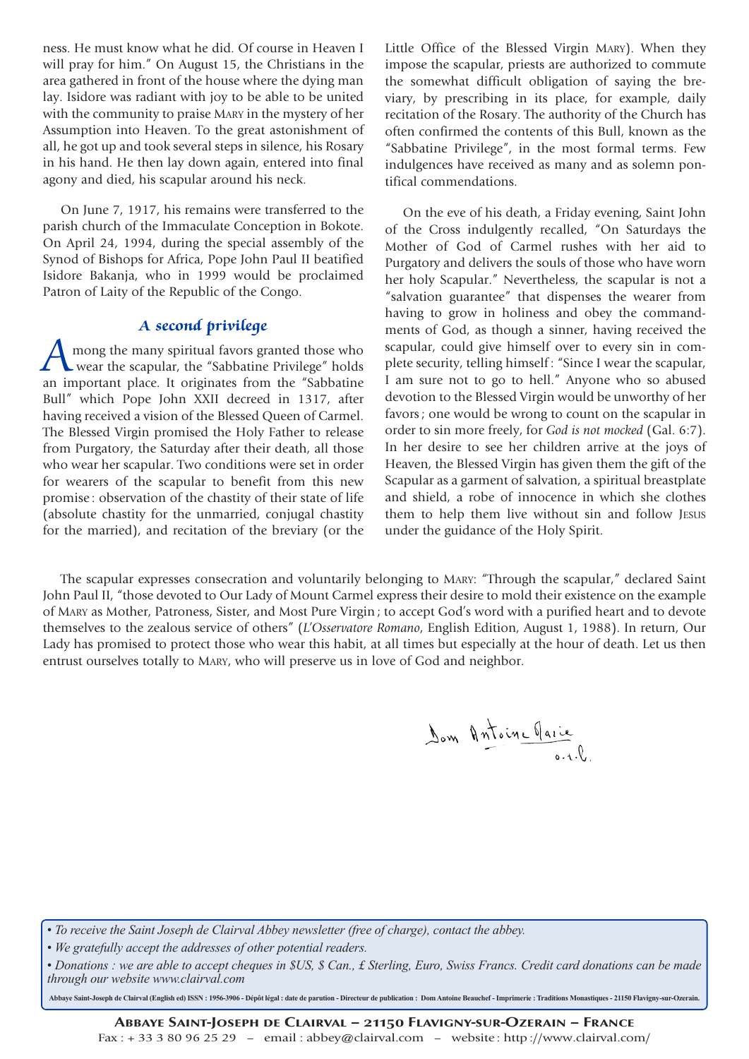ness. He must know what he did. Of course in Heaven I will pray for him." On August 15, the Christians in the area gathered in front of the house where the dying man lay. Isidore was radiant with joy to be able to be united with the community to praise MARY in the mystery of her Assumption into Heaven. To the great astonishment of all, he got up and took several steps in silence, his Rosary in his hand. He then lay down again, entered into final agony and died, his scapular around his neck.

On June 7, 1917, his remains were transferred to the parish church of the Immaculate Conception in Bokote. On April 24, 1994, during the special assembly of the Synod of Bishops for Africa, Pope John Paul II beatified Isidore Bakanja, who in 1999 would be proclaimed Patron of Laity of the Republic of the Congo.

## *A second privilege*

Among the many spiritual favors granted those who wear the scapular, the "Sabbatine Privilege" holds an important place. It originates from the "Sabbatine Bull" which Pope John XXII decreed in 1317, after having received a vision of the Blessed Queen of Carmel. The Blessed Virgin promised the Holy Father to release from Purgatory, the Saturday after their death, all those who wear her scapular. Two conditions were set in order for wearers of the scapular to benefit from this new promise : observation of the chastity of their state of life (absolute chastity for the unmarried, conjugal chastity for the married), and recitation of the breviary (or the Little Office of the Blessed Virgin MARY). When they impose the scapular, priests are authorized to commute the somewhat difficult obligation of saying the breviary, by prescribing in its place, for example, daily recitation of the Rosary. The authority of the Church has often confirmed the contents of this Bull, known as the "Sabbatine Privilege", in the most formal terms. Few indulgences have received as many and as solemn pontifical commendations.

On the eve of his death, a Friday evening, Saint John of the Cross indulgently recalled, "On Saturdays the Mother of God of Carmel rushes with her aid to Purgatory and delivers the souls of those who have worn her holy Scapular." Nevertheless, the scapular is not a "salvation guarantee" that dispenses the wearer from having to grow in holiness and obey the commandments of God, as though a sinner, having received the scapular, could give himself over to every sin in complete security, telling himself : "Since I wear the scapular, I am sure not to go to hell." Anyone who so abused devotion to the Blessed Virgin would be unworthy of her favors ; one would be wrong to count on the scapular in order to sin more freely, for *God is not mocked* (Gal. 6:7). In her desire to see her children arrive at the joys of Heaven, the Blessed Virgin has given them the gift of the Scapular as a garment of salvation, a spiritual breastplate and shield, a robe of innocence in which she clothes them to help them live without sin and follow JESUS under the guidance of the Holy Spirit.

The scapular expresses consecration and voluntarily belonging to MARY: "Through the scapular," declared Saint John Paul II, "those devoted to Our Lady of Mount Carmel express their desire to mold their existence on the example of MARY as Mother, Patroness, Sister, and Most Pure Virgin ; to accept God's word with a purified heart and to devote themselves to the zealous service of others" (*L'Osservatore Romano*, English Edition, August 1, 1988). In return, Our Lady has promised to protect those who wear this habit, at all times but especially at the hour of death. Let us then entrust ourselves totally to MARY, who will preserve us in love of God and neighbor.

Dom Antoine Marie o.s.b.

- *To receive the Saint Joseph de Clairval Abbey newsletter (free of charge), contact the abbey.*
- *We gratefully accept the addresses of other potential readers.*
- *Donations : we are able to accept cheques in $US, $ Can., £ Sterling, Euro, Swiss Francs. Credit card donations can be made through our website www.clairval.com*

Abbaye Saint-Joseph de Clairval (English ed) ISSN : 1956-3906 - Dépôt légal : date de parution - Directeur de publication : Dom Antoine Beauchef - Imprimerie : Traditions Monastiques - 21150 Flavigny-sur-Ozerain.

**ABBAYE SAINT-JOSEPH DE CLAIRVAL – 21150 FLAVIGNY-SUR-OZERAIN – FRANCE**
Fax : + 33 3 80 96 25 29 – email : abbey@clairval.com – website : http ://www.clairval.com/